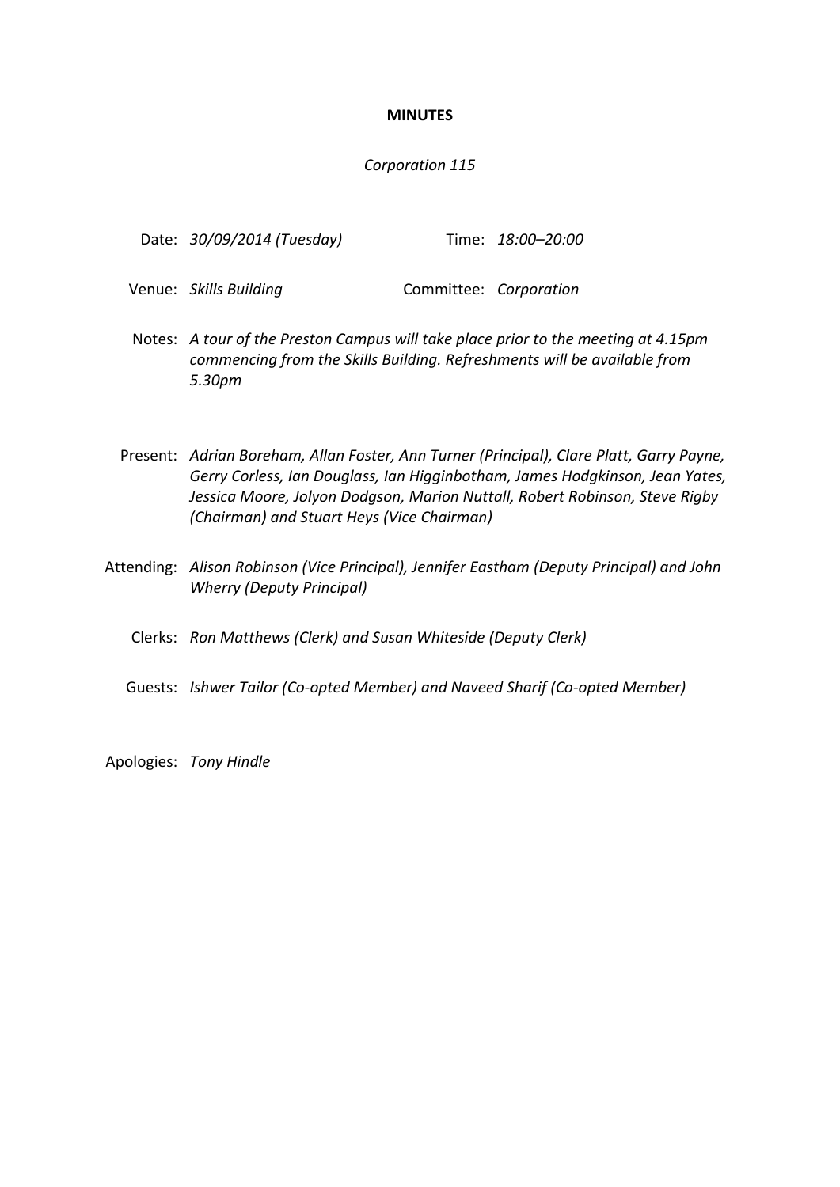# MINUTES

*Corporation 115*

Date: *30/09/2014 (Tuesday)* Time: *18:00–20:00*

Venue: *Skills Building* Committee: *Corporation*

Notes: *A tour of the Preston Campus will take place prior to the meeting at 4.15pm commencing from the Skills Building. Refreshments will be available from 5.30pm*

Present: *Adrian Boreham, Allan Foster, Ann Turner (Principal), Clare Platt, Garry Payne, Gerry Corless, Ian Douglass, Ian Higginbotham, James Hodgkinson, Jean Yates, Jessica Moore, Jolyon Dodgson, Marion Nuttall, Robert Robinson, Steve Rigby (Chairman) and Stuart Heys (Vice Chairman)*

Attending: *Alison Robinson (Vice Principal), Jennifer Eastham (Deputy Principal) and John Wherry (Deputy Principal)*

Clerks: *Ron Matthews (Clerk) and Susan Whiteside (Deputy Clerk)*

Guests: *Ishwer Tailor (Co-opted Member) and Naveed Sharif (Co-opted Member)*

Apologies: *Tony Hindle*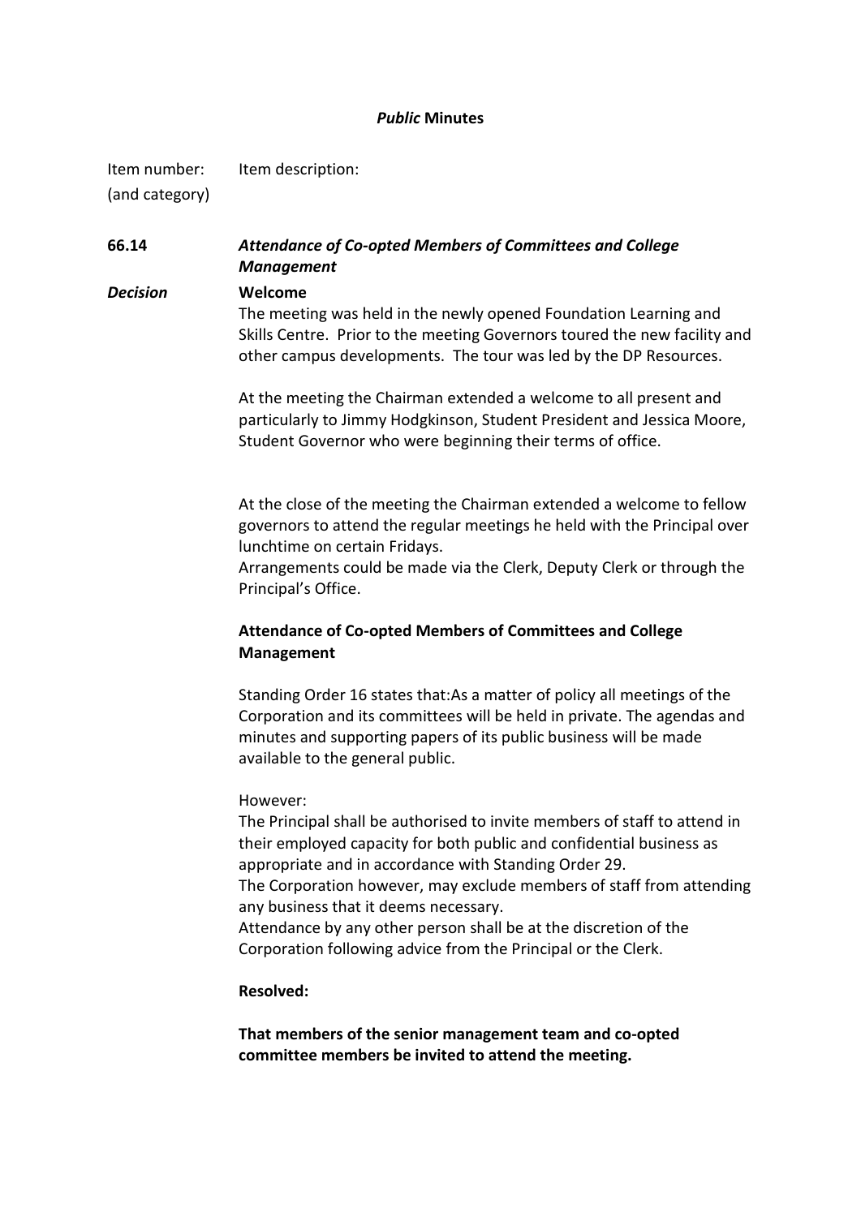***Public* Minutes**

| Item number: (and category) | Item description: |
|---|---|
| **66.14** | ***Attendance of Co-opted Members of Committees and College Management*** |
| ***Decision*** | **Welcome** |

The meeting was held in the newly opened Foundation Learning and Skills Centre. Prior to the meeting Governors toured the new facility and other campus developments. The tour was led by the DP Resources.

At the meeting the Chairman extended a welcome to all present and particularly to Jimmy Hodgkinson, Student President and Jessica Moore, Student Governor who were beginning their terms of office.

At the close of the meeting the Chairman extended a welcome to fellow governors to attend the regular meetings he held with the Principal over lunchtime on certain Fridays.
Arrangements could be made via the Clerk, Deputy Clerk or through the Principal's Office.

**Attendance of Co-opted Members of Committees and College Management**

Standing Order 16 states that:As a matter of policy all meetings of the Corporation and its committees will be held in private. The agendas and minutes and supporting papers of its public business will be made available to the general public.

However:
The Principal shall be authorised to invite members of staff to attend in their employed capacity for both public and confidential business as appropriate and in accordance with Standing Order 29.
The Corporation however, may exclude members of staff from attending any business that it deems necessary.
Attendance by any other person shall be at the discretion of the Corporation following advice from the Principal or the Clerk.

**Resolved:**

**That members of the senior management team and co-opted committee members be invited to attend the meeting.**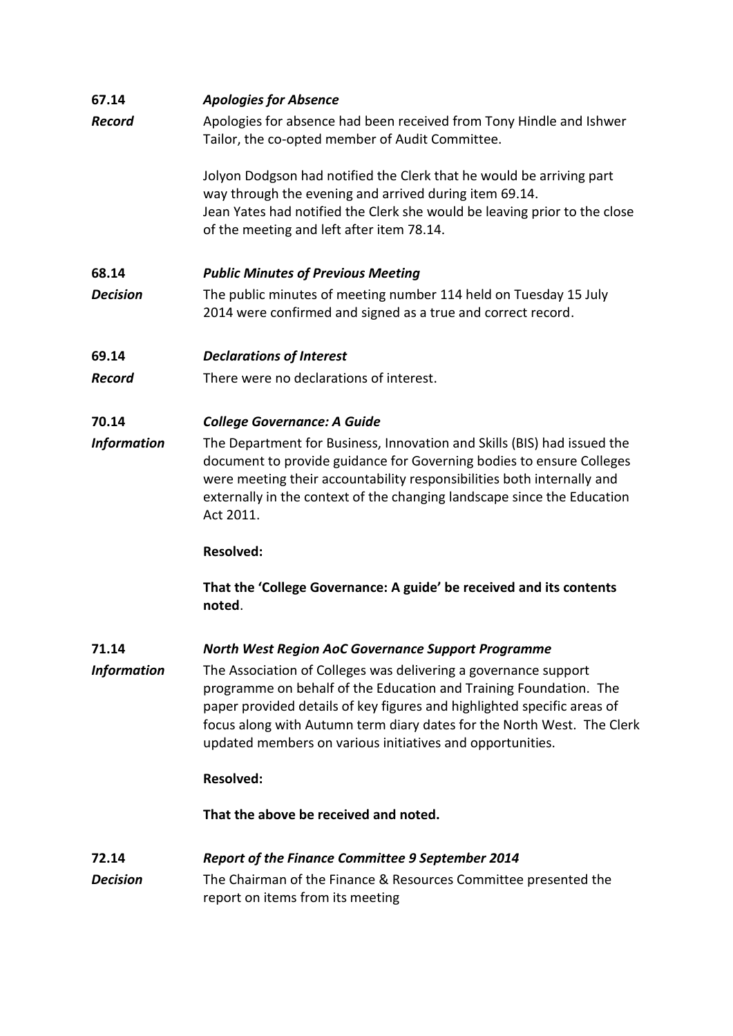**67.14** ***Apologies for Absence***

***Record*** Apologies for absence had been received from Tony Hindle and Ishwer Tailor, the co-opted member of Audit Committee.

Jolyon Dodgson had notified the Clerk that he would be arriving part way through the evening and arrived during item 69.14.
Jean Yates had notified the Clerk she would be leaving prior to the close of the meeting and left after item 78.14.

**68.14** ***Public Minutes of Previous Meeting***

***Decision*** The public minutes of meeting number 114 held on Tuesday 15 July 2014 were confirmed and signed as a true and correct record.

**69.14** ***Declarations of Interest***

***Record*** There were no declarations of interest.

**70.14** ***College Governance: A Guide***

***Information*** The Department for Business, Innovation and Skills (BIS) had issued the document to provide guidance for Governing bodies to ensure Colleges were meeting their accountability responsibilities both internally and externally in the context of the changing landscape since the Education Act 2011.

**Resolved:**

**That the 'College Governance: A guide' be received and its contents noted**.

**71.14** ***North West Region AoC Governance Support Programme***

***Information*** The Association of Colleges was delivering a governance support programme on behalf of the Education and Training Foundation. The paper provided details of key figures and highlighted specific areas of focus along with Autumn term diary dates for the North West. The Clerk updated members on various initiatives and opportunities.

**Resolved:**

**That the above be received and noted.**

**72.14** ***Report of the Finance Committee 9 September 2014***

***Decision*** The Chairman of the Finance & Resources Committee presented the report on items from its meeting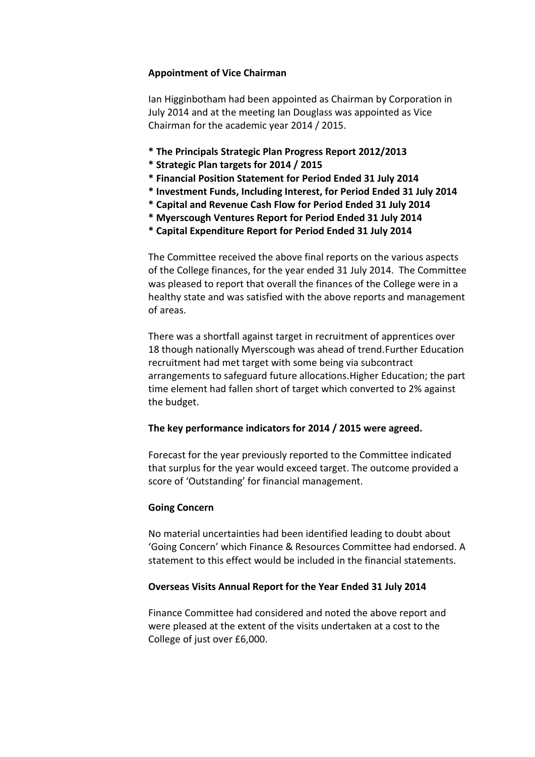**Appointment of Vice Chairman**

Ian Higginbotham had been appointed as Chairman by Corporation in July 2014 and at the meeting Ian Douglass was appointed as Vice Chairman for the academic year 2014 / 2015.

**\* The Principals Strategic Plan Progress Report 2012/2013**
**\* Strategic Plan targets for 2014 / 2015**
**\* Financial Position Statement for Period Ended 31 July 2014**
**\* Investment Funds, Including Interest, for Period Ended 31 July 2014**
**\* Capital and Revenue Cash Flow for Period Ended 31 July 2014**
**\* Myerscough Ventures Report for Period Ended 31 July 2014**
**\* Capital Expenditure Report for Period Ended 31 July 2014**

The Committee received the above final reports on the various aspects of the College finances, for the year ended 31 July 2014. The Committee was pleased to report that overall the finances of the College were in a healthy state and was satisfied with the above reports and management of areas.

There was a shortfall against target in recruitment of apprentices over 18 though nationally Myerscough was ahead of trend.Further Education recruitment had met target with some being via subcontract arrangements to safeguard future allocations.Higher Education; the part time element had fallen short of target which converted to 2% against the budget.

**The key performance indicators for 2014 / 2015 were agreed.**

Forecast for the year previously reported to the Committee indicated that surplus for the year would exceed target. The outcome provided a score of 'Outstanding' for financial management.

**Going Concern**

No material uncertainties had been identified leading to doubt about 'Going Concern' which Finance & Resources Committee had endorsed. A statement to this effect would be included in the financial statements.

**Overseas Visits Annual Report for the Year Ended 31 July 2014**

Finance Committee had considered and noted the above report and were pleased at the extent of the visits undertaken at a cost to the College of just over £6,000.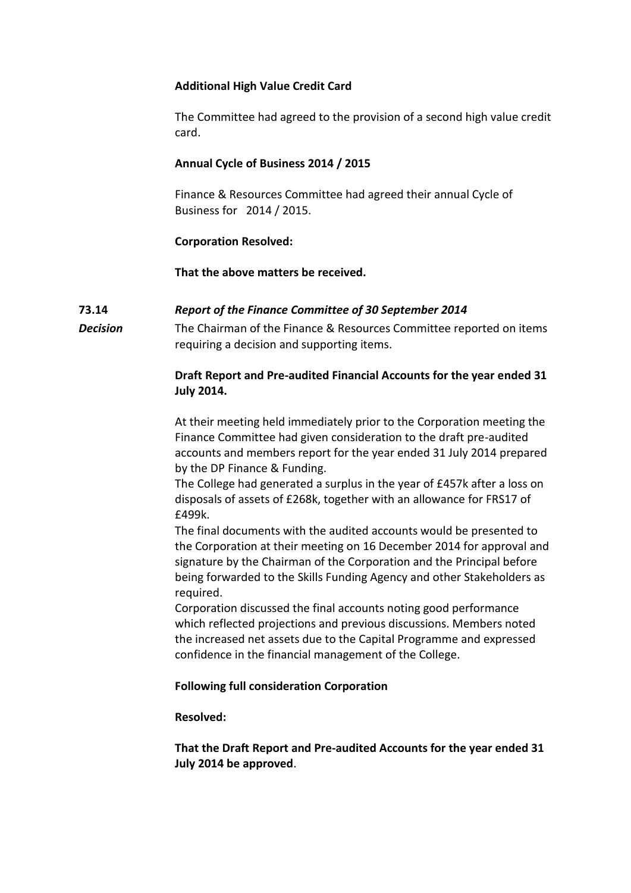**Additional High Value Credit Card**

The Committee had agreed to the provision of a second high value credit card.

**Annual Cycle of Business 2014 / 2015**

Finance & Resources Committee had agreed their annual Cycle of Business for 2014 / 2015.

**Corporation Resolved:**

**That the above matters be received.**

**73.14** ***Report of the Finance Committee of 30 September 2014***

***Decision***

The Chairman of the Finance & Resources Committee reported on items requiring a decision and supporting items.

**Draft Report and Pre-audited Financial Accounts for the year ended 31 July 2014.**

At their meeting held immediately prior to the Corporation meeting the Finance Committee had given consideration to the draft pre-audited accounts and members report for the year ended 31 July 2014 prepared by the DP Finance & Funding.

The College had generated a surplus in the year of £457k after a loss on disposals of assets of £268k, together with an allowance for FRS17 of £499k.

The final documents with the audited accounts would be presented to the Corporation at their meeting on 16 December 2014 for approval and signature by the Chairman of the Corporation and the Principal before being forwarded to the Skills Funding Agency and other Stakeholders as required.

Corporation discussed the final accounts noting good performance which reflected projections and previous discussions. Members noted the increased net assets due to the Capital Programme and expressed confidence in the financial management of the College.

**Following full consideration Corporation**

**Resolved:**

**That the Draft Report and Pre-audited Accounts for the year ended 31 July 2014 be approved**.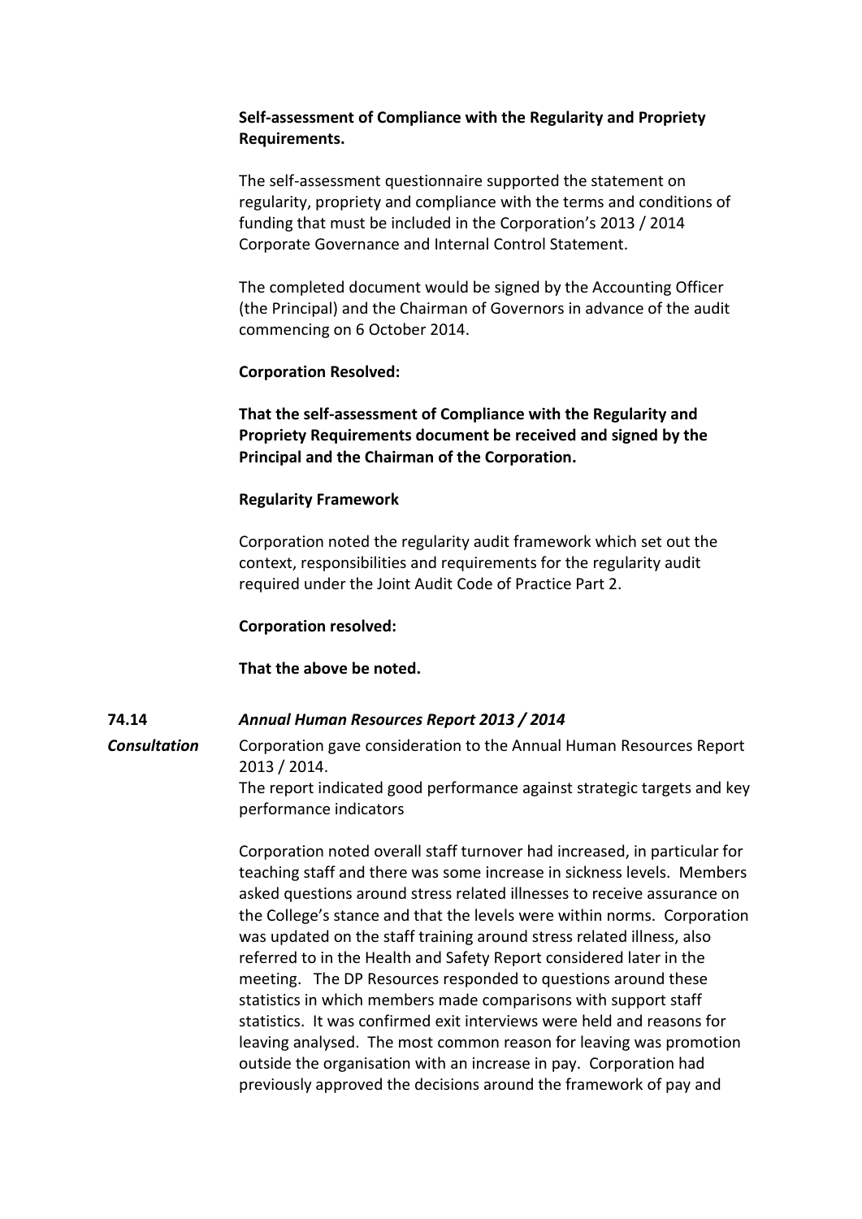**Self-assessment of Compliance with the Regularity and Propriety Requirements.**

The self-assessment questionnaire supported the statement on regularity, propriety and compliance with the terms and conditions of funding that must be included in the Corporation's 2013 / 2014 Corporate Governance and Internal Control Statement.

The completed document would be signed by the Accounting Officer (the Principal) and the Chairman of Governors in advance of the audit commencing on 6 October 2014.

**Corporation Resolved:**

**That the self-assessment of Compliance with the Regularity and Propriety Requirements document be received and signed by the Principal and the Chairman of the Corporation.**

**Regularity Framework**

Corporation noted the regularity audit framework which set out the context, responsibilities and requirements for the regularity audit required under the Joint Audit Code of Practice Part 2.

**Corporation resolved:**

**That the above be noted.**

**74.14** ***Annual Human Resources Report 2013 / 2014***

***Consultation***

Corporation gave consideration to the Annual Human Resources Report 2013 / 2014.
The report indicated good performance against strategic targets and key performance indicators

Corporation noted overall staff turnover had increased, in particular for teaching staff and there was some increase in sickness levels. Members asked questions around stress related illnesses to receive assurance on the College's stance and that the levels were within norms. Corporation was updated on the staff training around stress related illness, also referred to in the Health and Safety Report considered later in the meeting. The DP Resources responded to questions around these statistics in which members made comparisons with support staff statistics. It was confirmed exit interviews were held and reasons for leaving analysed. The most common reason for leaving was promotion outside the organisation with an increase in pay. Corporation had previously approved the decisions around the framework of pay and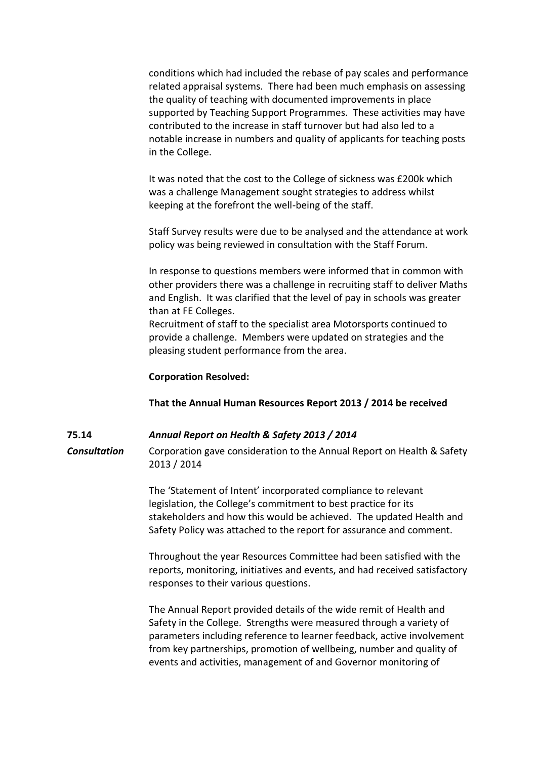conditions which had included the rebase of pay scales and performance related appraisal systems. There had been much emphasis on assessing the quality of teaching with documented improvements in place supported by Teaching Support Programmes. These activities may have contributed to the increase in staff turnover but had also led to a notable increase in numbers and quality of applicants for teaching posts in the College.

It was noted that the cost to the College of sickness was £200k which was a challenge Management sought strategies to address whilst keeping at the forefront the well-being of the staff.

Staff Survey results were due to be analysed and the attendance at work policy was being reviewed in consultation with the Staff Forum.

In response to questions members were informed that in common with other providers there was a challenge in recruiting staff to deliver Maths and English. It was clarified that the level of pay in schools was greater than at FE Colleges.
Recruitment of staff to the specialist area Motorsports continued to provide a challenge. Members were updated on strategies and the pleasing student performance from the area.

**Corporation Resolved:**

**That the Annual Human Resources Report 2013 / 2014 be received**

**75.14** ***Annual Report on Health & Safety 2013 / 2014***

***Consultation*** Corporation gave consideration to the Annual Report on Health & Safety 2013 / 2014

The 'Statement of Intent' incorporated compliance to relevant legislation, the College's commitment to best practice for its stakeholders and how this would be achieved. The updated Health and Safety Policy was attached to the report for assurance and comment.

Throughout the year Resources Committee had been satisfied with the reports, monitoring, initiatives and events, and had received satisfactory responses to their various questions.

The Annual Report provided details of the wide remit of Health and Safety in the College. Strengths were measured through a variety of parameters including reference to learner feedback, active involvement from key partnerships, promotion of wellbeing, number and quality of events and activities, management of and Governor monitoring of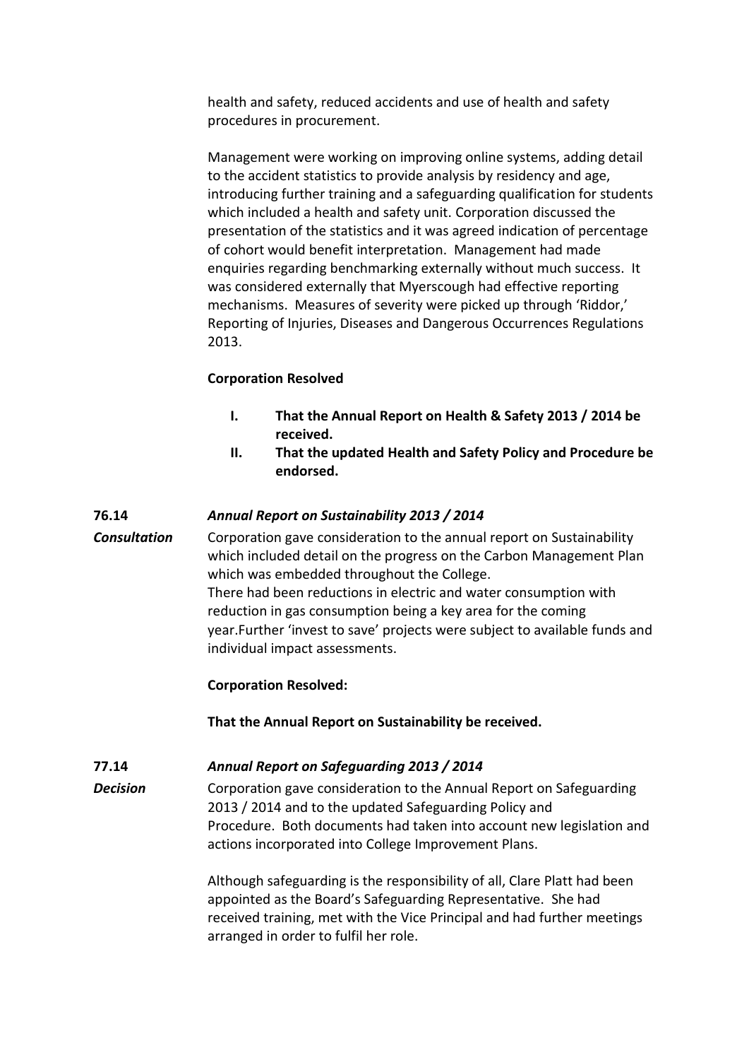health and safety, reduced accidents and use of health and safety procedures in procurement.

Management were working on improving online systems, adding detail to the accident statistics to provide analysis by residency and age, introducing further training and a safeguarding qualification for students which included a health and safety unit. Corporation discussed the presentation of the statistics and it was agreed indication of percentage of cohort would benefit interpretation. Management had made enquiries regarding benchmarking externally without much success. It was considered externally that Myerscough had effective reporting mechanisms. Measures of severity were picked up through 'Riddor,' Reporting of Injuries, Diseases and Dangerous Occurrences Regulations 2013.

**Corporation Resolved**

- **I. That the Annual Report on Health & Safety 2013 / 2014 be received.**
- **II. That the updated Health and Safety Policy and Procedure be endorsed.**

**76.14** ***Annual Report on Sustainability 2013 / 2014***

***Consultation***

Corporation gave consideration to the annual report on Sustainability which included detail on the progress on the Carbon Management Plan which was embedded throughout the College.
There had been reductions in electric and water consumption with reduction in gas consumption being a key area for the coming year.Further 'invest to save' projects were subject to available funds and individual impact assessments.

**Corporation Resolved:**

**That the Annual Report on Sustainability be received.**

**77.14** ***Annual Report on Safeguarding 2013 / 2014***

***Decision***

Corporation gave consideration to the Annual Report on Safeguarding 2013 / 2014 and to the updated Safeguarding Policy and Procedure. Both documents had taken into account new legislation and actions incorporated into College Improvement Plans.

Although safeguarding is the responsibility of all, Clare Platt had been appointed as the Board's Safeguarding Representative. She had received training, met with the Vice Principal and had further meetings arranged in order to fulfil her role.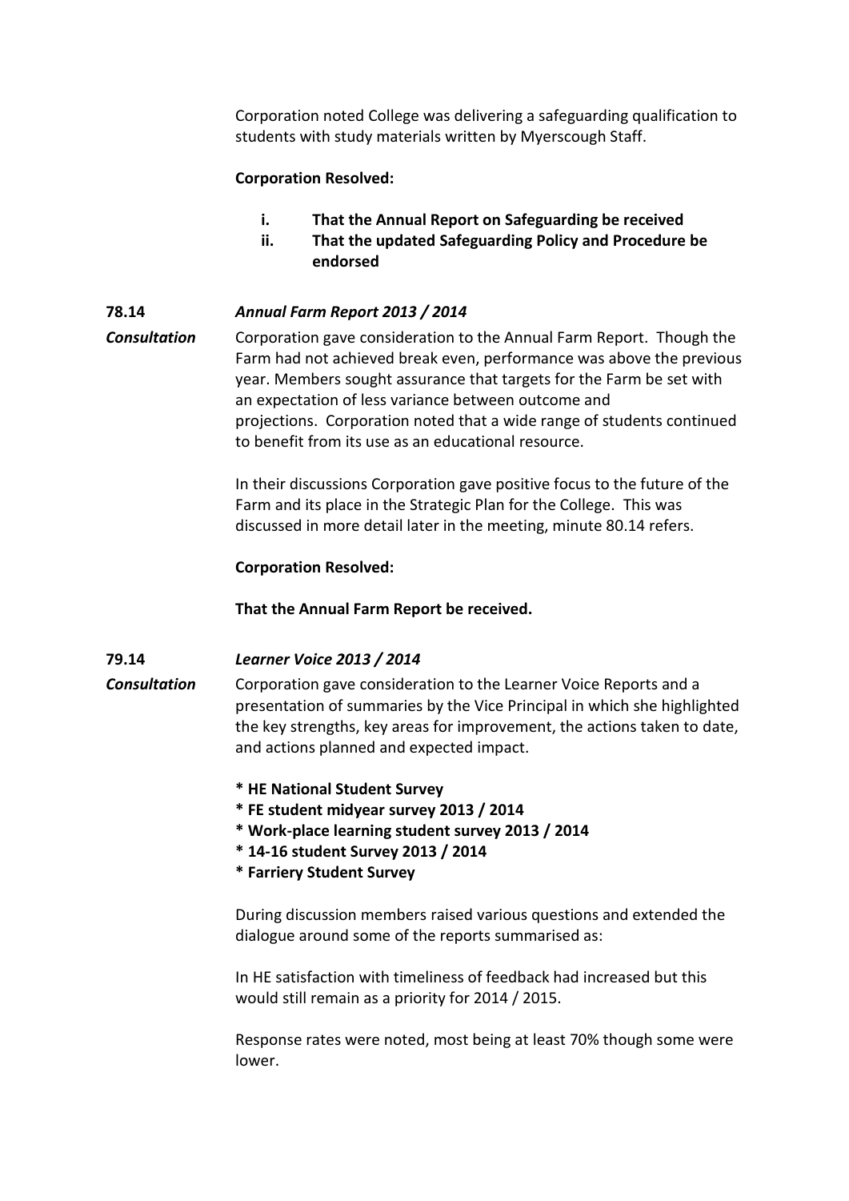Corporation noted College was delivering a safeguarding qualification to students with study materials written by Myerscough Staff.

**Corporation Resolved:**

- **i. That the Annual Report on Safeguarding be received**
- **ii. That the updated Safeguarding Policy and Procedure be endorsed**

**78.14** ***Annual Farm Report 2013 / 2014***

***Consultation***

Corporation gave consideration to the Annual Farm Report. Though the Farm had not achieved break even, performance was above the previous year. Members sought assurance that targets for the Farm be set with an expectation of less variance between outcome and projections. Corporation noted that a wide range of students continued to benefit from its use as an educational resource.

In their discussions Corporation gave positive focus to the future of the Farm and its place in the Strategic Plan for the College. This was discussed in more detail later in the meeting, minute 80.14 refers.

**Corporation Resolved:**

**That the Annual Farm Report be received.**

**79.14** ***Learner Voice 2013 / 2014***

***Consultation***

Corporation gave consideration to the Learner Voice Reports and a presentation of summaries by the Vice Principal in which she highlighted the key strengths, key areas for improvement, the actions taken to date, and actions planned and expected impact.

**\* HE National Student Survey**
**\* FE student midyear survey 2013 / 2014**
**\* Work-place learning student survey 2013 / 2014**
**\* 14-16 student Survey 2013 / 2014**
**\* Farriery Student Survey**

During discussion members raised various questions and extended the dialogue around some of the reports summarised as:

In HE satisfaction with timeliness of feedback had increased but this would still remain as a priority for 2014 / 2015.

Response rates were noted, most being at least 70% though some were lower.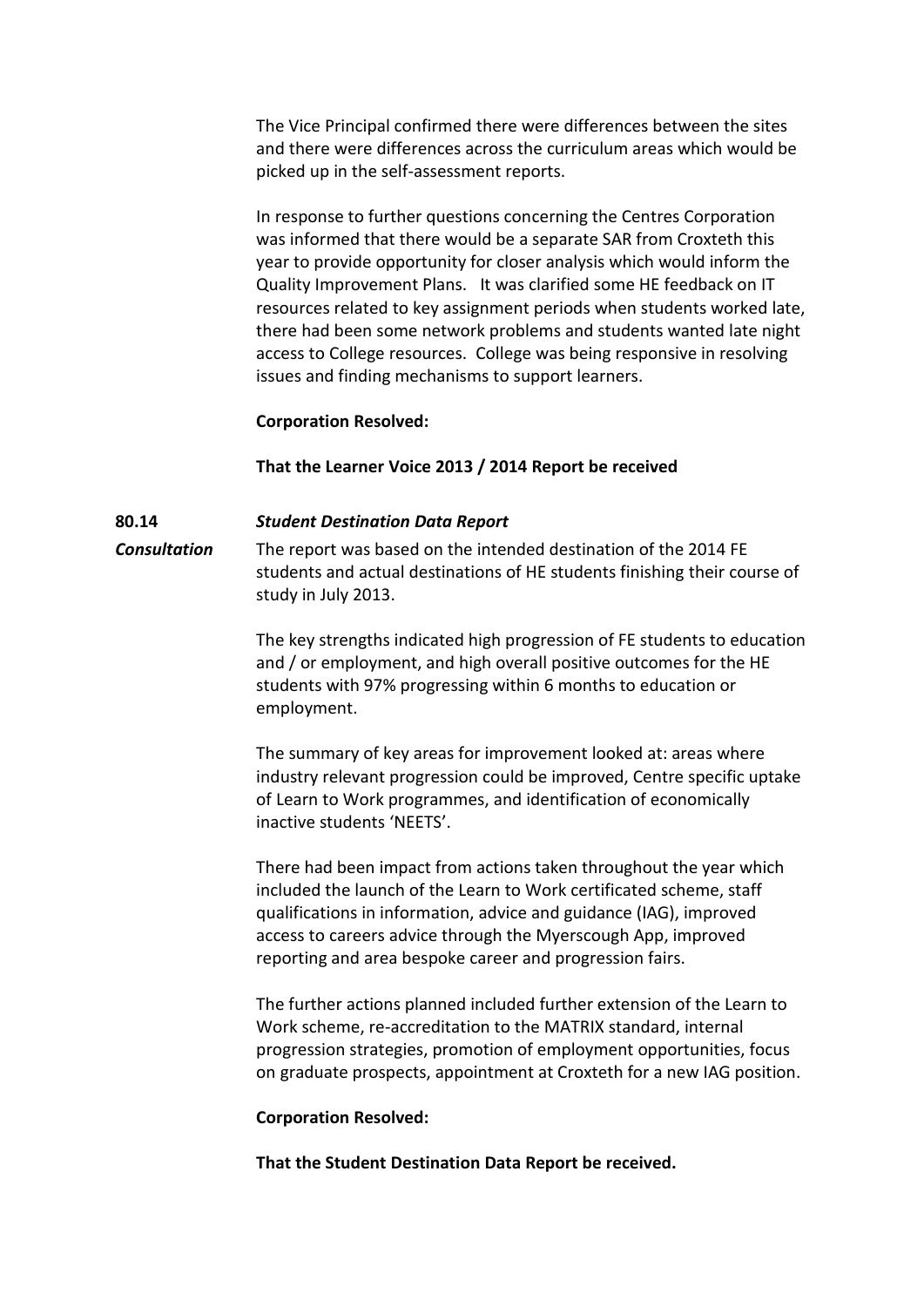The Vice Principal confirmed there were differences between the sites and there were differences across the curriculum areas which would be picked up in the self-assessment reports.

In response to further questions concerning the Centres Corporation was informed that there would be a separate SAR from Croxteth this year to provide opportunity for closer analysis which would inform the Quality Improvement Plans. It was clarified some HE feedback on IT resources related to key assignment periods when students worked late, there had been some network problems and students wanted late night access to College resources. College was being responsive in resolving issues and finding mechanisms to support learners.

**Corporation Resolved:**

**That the Learner Voice 2013 / 2014 Report be received**

**80.14** ***Student Destination Data Report***

***Consultation***

The report was based on the intended destination of the 2014 FE students and actual destinations of HE students finishing their course of study in July 2013.

The key strengths indicated high progression of FE students to education and / or employment, and high overall positive outcomes for the HE students with 97% progressing within 6 months to education or employment.

The summary of key areas for improvement looked at: areas where industry relevant progression could be improved, Centre specific uptake of Learn to Work programmes, and identification of economically inactive students 'NEETS'.

There had been impact from actions taken throughout the year which included the launch of the Learn to Work certificated scheme, staff qualifications in information, advice and guidance (IAG), improved access to careers advice through the Myerscough App, improved reporting and area bespoke career and progression fairs.

The further actions planned included further extension of the Learn to Work scheme, re-accreditation to the MATRIX standard, internal progression strategies, promotion of employment opportunities, focus on graduate prospects, appointment at Croxteth for a new IAG position.

**Corporation Resolved:**

**That the Student Destination Data Report be received.**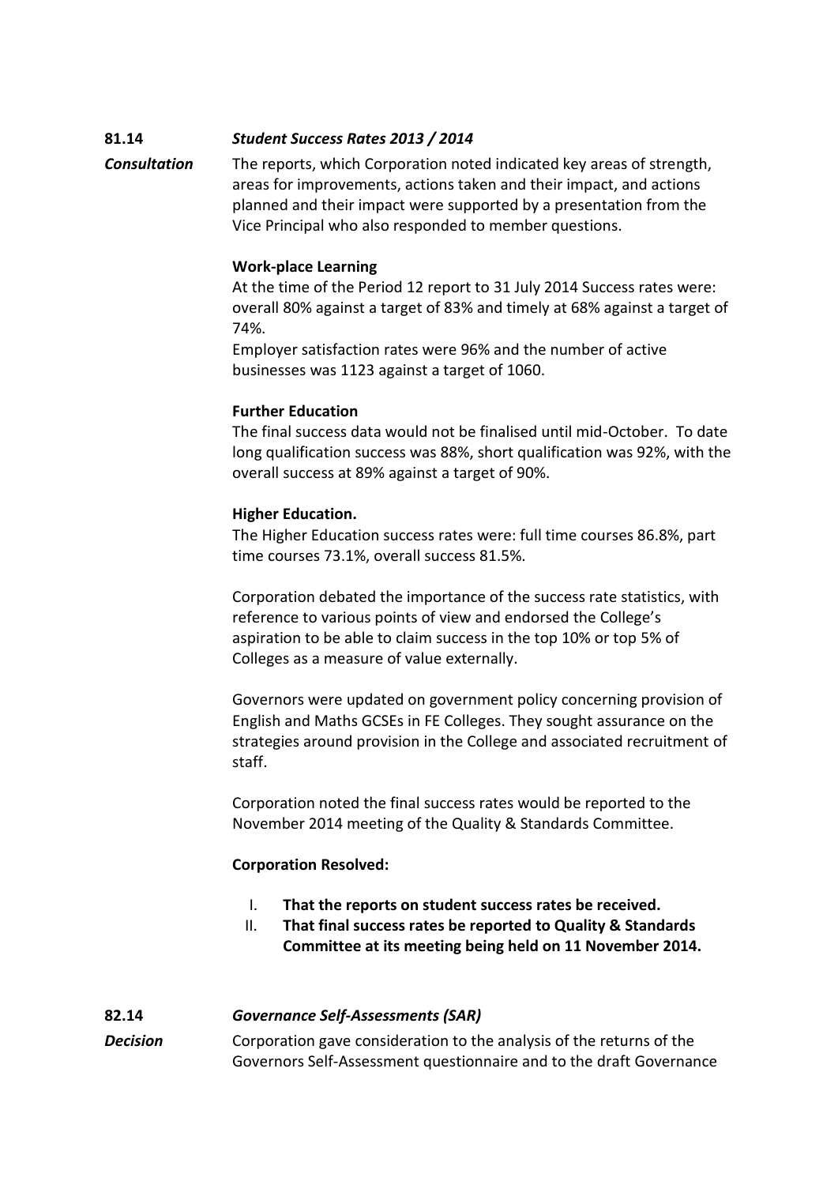**81.14** ***Student Success Rates 2013 / 2014***

***Consultation*** The reports, which Corporation noted indicated key areas of strength, areas for improvements, actions taken and their impact, and actions planned and their impact were supported by a presentation from the Vice Principal who also responded to member questions.

**Work-place Learning**

At the time of the Period 12 report to 31 July 2014 Success rates were: overall 80% against a target of 83% and timely at 68% against a target of 74%.

Employer satisfaction rates were 96% and the number of active businesses was 1123 against a target of 1060.

**Further Education**

The final success data would not be finalised until mid-October. To date long qualification success was 88%, short qualification was 92%, with the overall success at 89% against a target of 90%.

**Higher Education.**

The Higher Education success rates were: full time courses 86.8%, part time courses 73.1%, overall success 81.5%.

Corporation debated the importance of the success rate statistics, with reference to various points of view and endorsed the College's aspiration to be able to claim success in the top 10% or top 5% of Colleges as a measure of value externally.

Governors were updated on government policy concerning provision of English and Maths GCSEs in FE Colleges. They sought assurance on the strategies around provision in the College and associated recruitment of staff.

Corporation noted the final success rates would be reported to the November 2014 meeting of the Quality & Standards Committee.

**Corporation Resolved:**

I. **That the reports on student success rates be received.**
II. **That final success rates be reported to Quality & Standards Committee at its meeting being held on 11 November 2014.**

**82.14** ***Governance Self-Assessments (SAR)***

***Decision*** Corporation gave consideration to the analysis of the returns of the Governors Self-Assessment questionnaire and to the draft Governance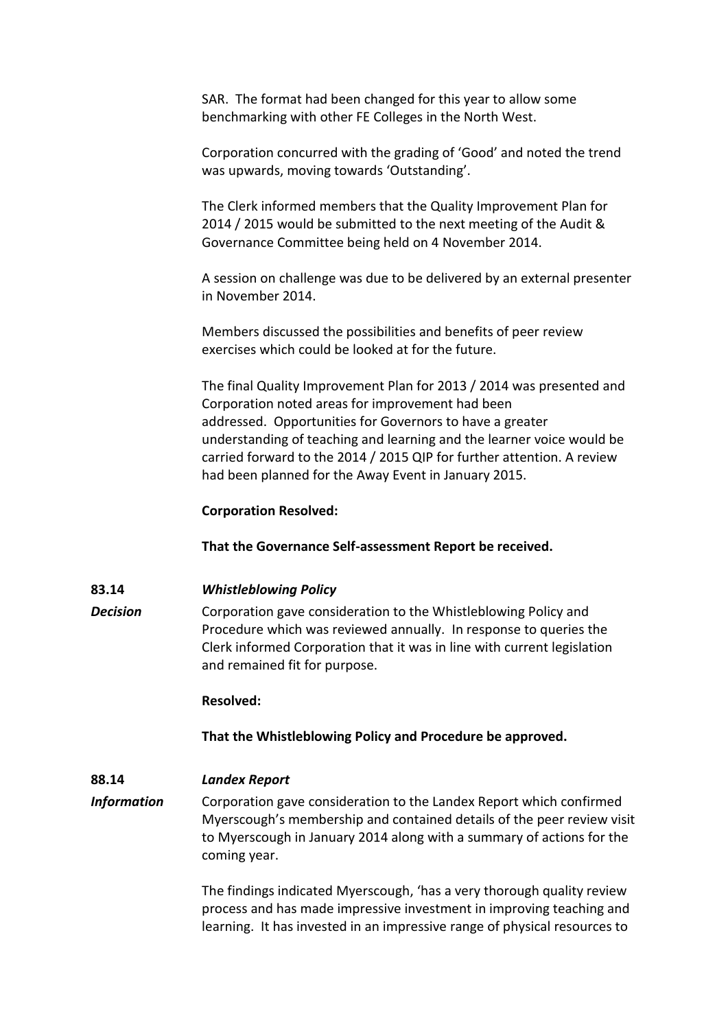SAR. The format had been changed for this year to allow some benchmarking with other FE Colleges in the North West.

Corporation concurred with the grading of 'Good' and noted the trend was upwards, moving towards 'Outstanding'.

The Clerk informed members that the Quality Improvement Plan for 2014 / 2015 would be submitted to the next meeting of the Audit & Governance Committee being held on 4 November 2014.

A session on challenge was due to be delivered by an external presenter in November 2014.

Members discussed the possibilities and benefits of peer review exercises which could be looked at for the future.

The final Quality Improvement Plan for 2013 / 2014 was presented and Corporation noted areas for improvement had been addressed. Opportunities for Governors to have a greater understanding of teaching and learning and the learner voice would be carried forward to the 2014 / 2015 QIP for further attention. A review had been planned for the Away Event in January 2015.

**Corporation Resolved:**

**That the Governance Self-assessment Report be received.**

**83.14** ***Whistleblowing Policy***

***Decision***

Corporation gave consideration to the Whistleblowing Policy and Procedure which was reviewed annually. In response to queries the Clerk informed Corporation that it was in line with current legislation and remained fit for purpose.

**Resolved:**

**That the Whistleblowing Policy and Procedure be approved.**

**88.14** ***Landex Report***

***Information***

Corporation gave consideration to the Landex Report which confirmed Myerscough's membership and contained details of the peer review visit to Myerscough in January 2014 along with a summary of actions for the coming year.

The findings indicated Myerscough, 'has a very thorough quality review process and has made impressive investment in improving teaching and learning. It has invested in an impressive range of physical resources to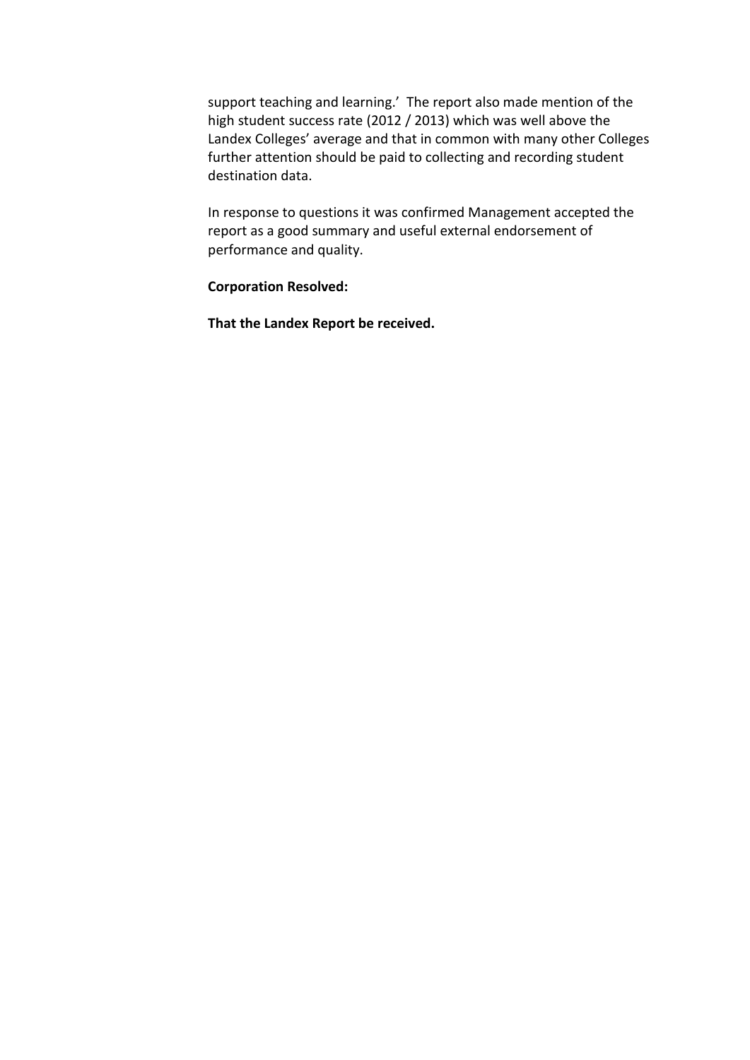support teaching and learning.' The report also made mention of the high student success rate (2012 / 2013) which was well above the Landex Colleges' average and that in common with many other Colleges further attention should be paid to collecting and recording student destination data.

In response to questions it was confirmed Management accepted the report as a good summary and useful external endorsement of performance and quality.

**Corporation Resolved:**

**That the Landex Report be received.**